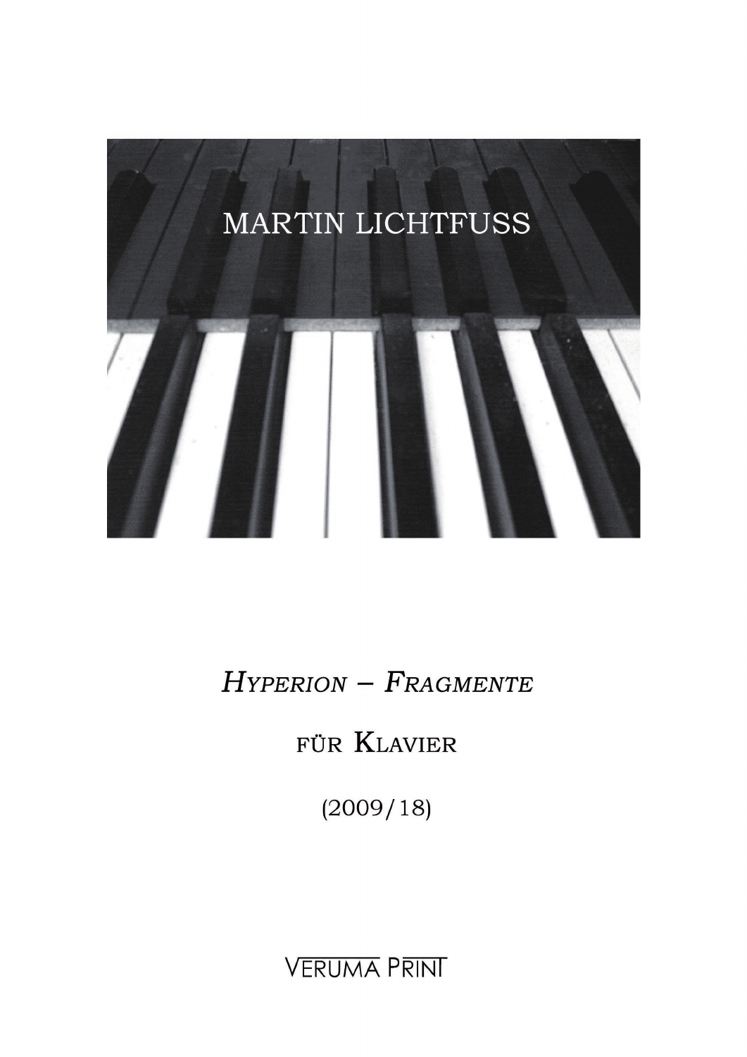MARTIN LICHTFUSS

# *Hyperion – Fragmente*

für Klavier

(2009/18)

Veruma Print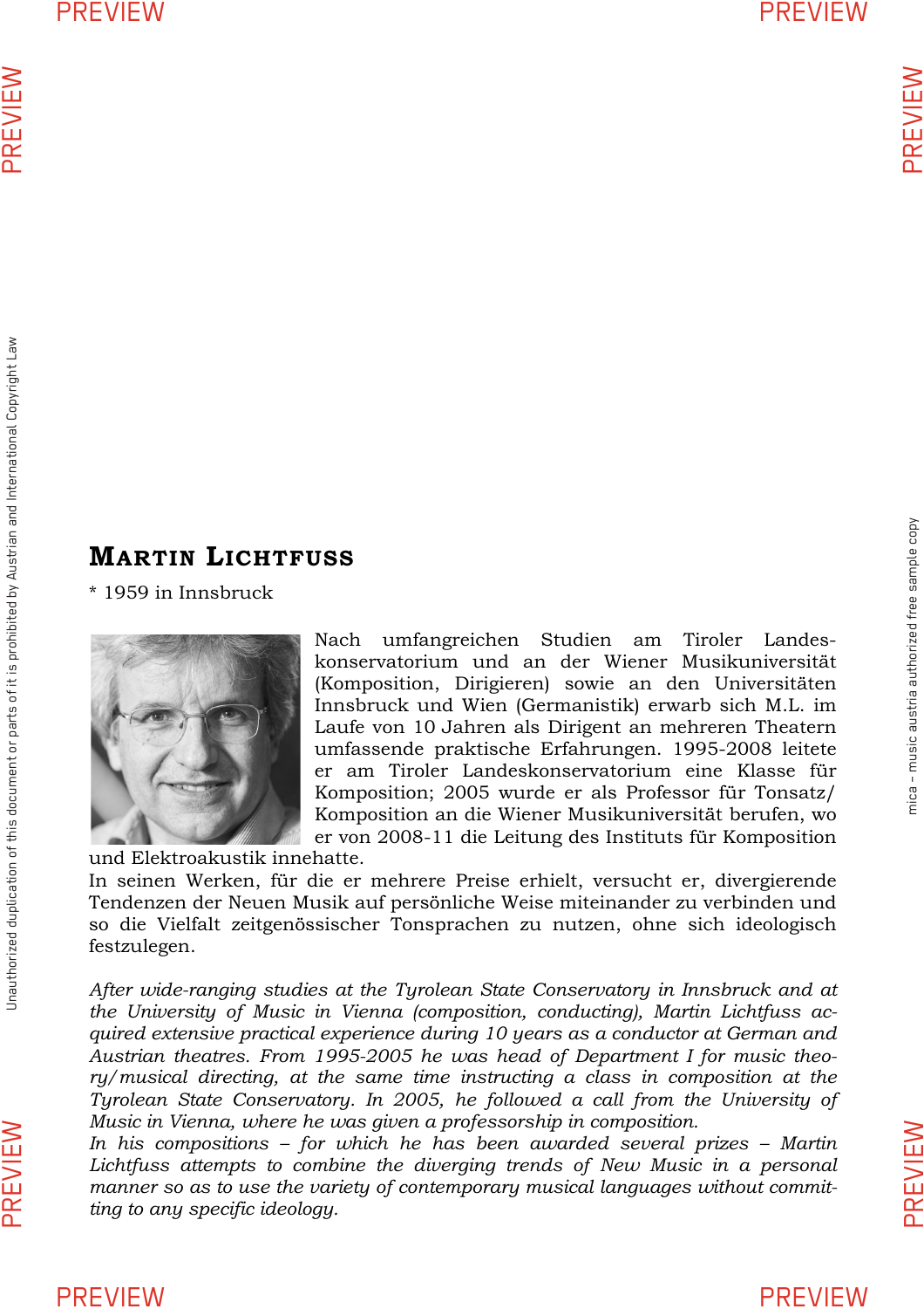## Martin Lichtfuss

\* 1959 in Innsbruck

Nach umfangreichen Studien am Tiroler Landeskonservatorium und an der Wiener Musikuniversität (Komposition, Dirigieren) sowie an den Universitäten Innsbruck und Wien (Germanistik) erwarb sich M.L. im Laufe von 10 Jahren als Dirigent an mehreren Theatern umfassende praktische Erfahrungen. 1995-2008 leitete er am Tiroler Landeskonservatorium eine Klasse für Komposition; 2005 wurde er als Professor für Tonsatz/ Komposition an die Wiener Musikuniversität berufen, wo er von 2008-11 die Leitung des Instituts für Komposition und Elektroakustik innehatte.

In seinen Werken, für die er mehrere Preise erhielt, versucht er, divergierende Tendenzen der Neuen Musik auf persönliche Weise miteinander zu verbinden und so die Vielfalt zeitgenössischer Tonsprachen zu nutzen, ohne sich ideologisch festzulegen.

*After wide-ranging studies at the Tyrolean State Conservatory in Innsbruck and at the University of Music in Vienna (composition, conducting), Martin Lichtfuss acquired extensive practical experience during 10 years as a conductor at German and Austrian theatres. From 1995-2005 he was head of Department I for music theory/musical directing, at the same time instructing a class in composition at the Tyrolean State Conservatory. In 2005, he followed a call from the University of Music in Vienna, where he was given a professorship in composition.*

*In his compositions – for which he has been awarded several prizes – Martin Lichtfuss attempts to combine the diverging trends of New Music in a personal manner so as to use the variety of contemporary musical languages without committing to any specific ideology.*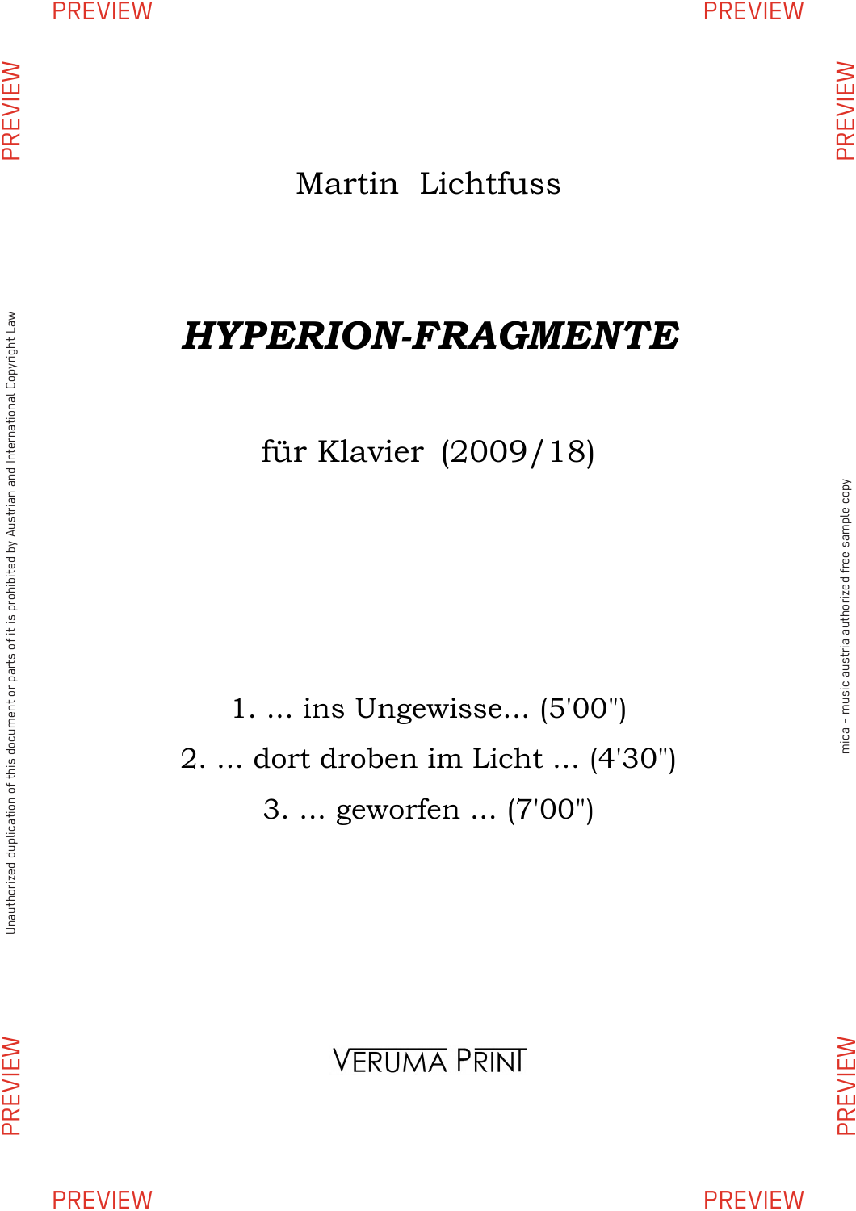Martin Lichtfuss

# *HYPERION-FRAGMENTE*

für Klavier (2009/18)

1. ... ins Ungewisse... (5'00")
2. ... dort droben im Licht ... (4'30")
3. ... geworfen ... (7'00")

VERUMA PRINT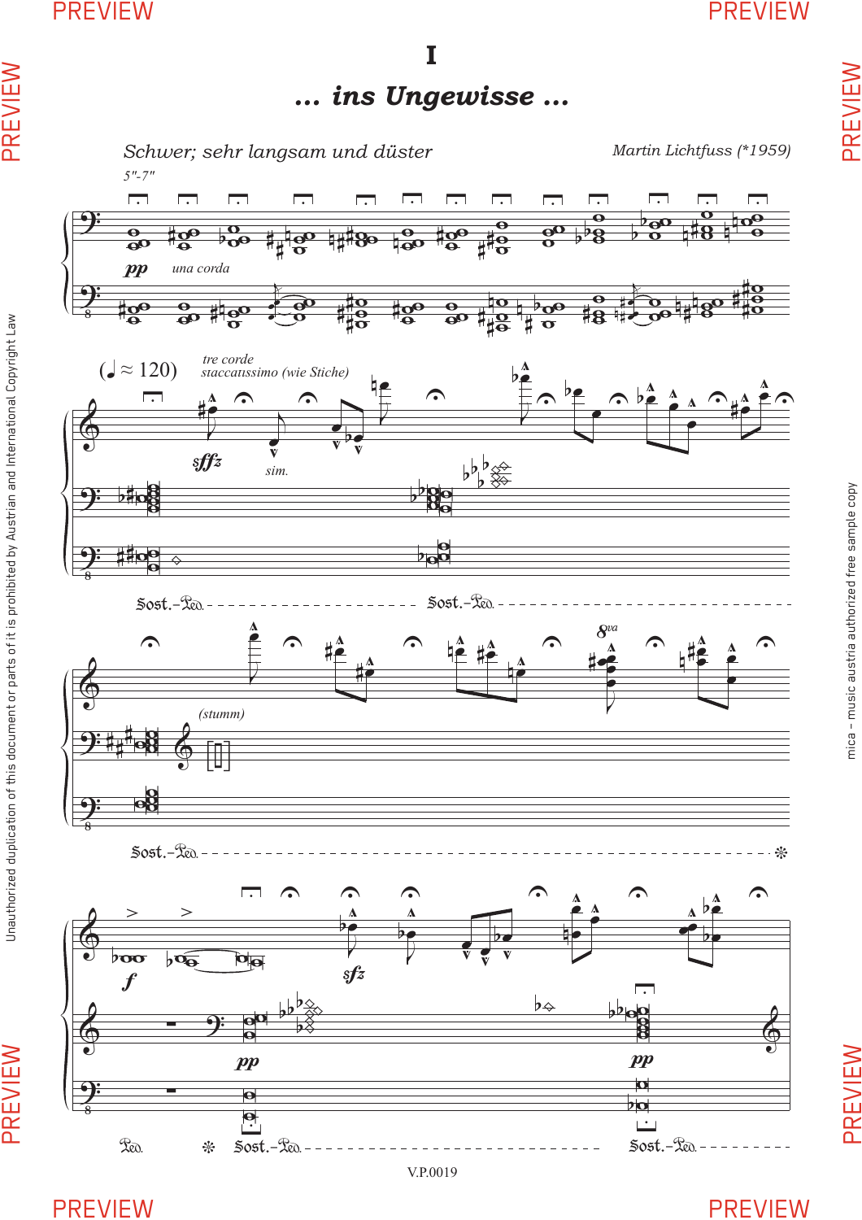# I

## … ins Ungewisse …

*Schwer; sehr langsam und düster*

*Martin Lichtfuss (*1959)*